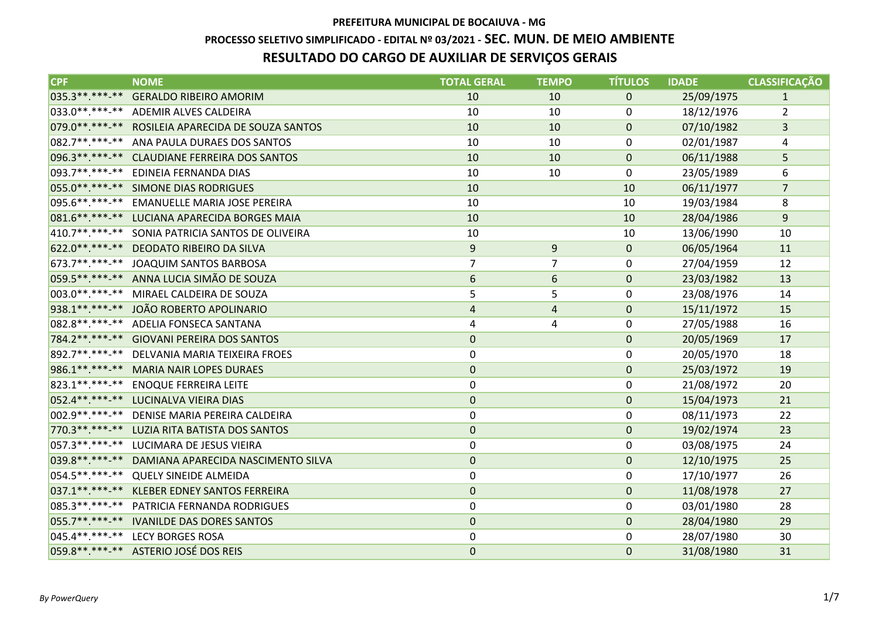**PREFEITURA MUNICIPAL DE BOCAIUVA - MG**

**PROCESSO SELETIVO SIMPLIFICADO - EDITAL Nº 03/2021 - SEC. MUN. DE MEIO AMBIENTE**

**RESULTADO DO CARGO DE AUXILIAR DE SERVIÇOS GERAIS**

| CPF | NOME | TOTAL GERAL | TEMPO | TÍTULOS | IDADE | CLASSIFICAÇÃO |
|---|---|---|---|---|---|---|
| 035.3**.***-** | GERALDO RIBEIRO AMORIM | 10 | 10 | 0 | 25/09/1975 | 1 |
| 033.0**.***-** | ADEMIR ALVES CALDEIRA | 10 | 10 | 0 | 18/12/1976 | 2 |
| 079.0**.***-** | ROSILEIA APARECIDA DE SOUZA SANTOS | 10 | 10 | 0 | 07/10/1982 | 3 |
| 082.7**.***-** | ANA PAULA DURAES DOS SANTOS | 10 | 10 | 0 | 02/01/1987 | 4 |
| 096.3**.***-** | CLAUDIANE FERREIRA DOS SANTOS | 10 | 10 | 0 | 06/11/1988 | 5 |
| 093.7**.***-** | EDINEIA FERNANDA DIAS | 10 | 10 | 0 | 23/05/1989 | 6 |
| 055.0**.***-** | SIMONE DIAS RODRIGUES | 10 | | 10 | 06/11/1977 | 7 |
| 095.6**.***-** | EMANUELLE MARIA JOSE PEREIRA | 10 | | 10 | 19/03/1984 | 8 |
| 081.6**.***-** | LUCIANA APARECIDA BORGES MAIA | 10 | | 10 | 28/04/1986 | 9 |
| 410.7**.***-** | SONIA PATRICIA SANTOS DE OLIVEIRA | 10 | | 10 | 13/06/1990 | 10 |
| 622.0**.***-** | DEODATO RIBEIRO DA SILVA | 9 | 9 | 0 | 06/05/1964 | 11 |
| 673.7**.***-** | JOAQUIM SANTOS BARBOSA | 7 | 7 | 0 | 27/04/1959 | 12 |
| 059.5**.***-** | ANNA LUCIA SIMÃO DE SOUZA | 6 | 6 | 0 | 23/03/1982 | 13 |
| 003.0**.***-** | MIRAEL CALDEIRA DE SOUZA | 5 | 5 | 0 | 23/08/1976 | 14 |
| 938.1**.***-** | JOÃO ROBERTO APOLINARIO | 4 | 4 | 0 | 15/11/1972 | 15 |
| 082.8**.***-** | ADELIA FONSECA SANTANA | 4 | 4 | 0 | 27/05/1988 | 16 |
| 784.2**.***-** | GIOVANI PEREIRA DOS SANTOS | 0 | | 0 | 20/05/1969 | 17 |
| 892.7**.***-** | DELVANIA MARIA TEIXEIRA FROES | 0 | | 0 | 20/05/1970 | 18 |
| 986.1**.***-** | MARIA NAIR LOPES DURAES | 0 | | 0 | 25/03/1972 | 19 |
| 823.1**.***-** | ENOQUE FERREIRA LEITE | 0 | | 0 | 21/08/1972 | 20 |
| 052.4**.***-** | LUCINALVA VIEIRA DIAS | 0 | | 0 | 15/04/1973 | 21 |
| 002.9**.***-** | DENISE MARIA PEREIRA CALDEIRA | 0 | | 0 | 08/11/1973 | 22 |
| 770.3**.***-** | LUZIA RITA BATISTA DOS SANTOS | 0 | | 0 | 19/02/1974 | 23 |
| 057.3**.***-** | LUCIMARA DE JESUS VIEIRA | 0 | | 0 | 03/08/1975 | 24 |
| 039.8**.***-** | DAMIANA APARECIDA NASCIMENTO SILVA | 0 | | 0 | 12/10/1975 | 25 |
| 054.5**.***-** | QUELY SINEIDE ALMEIDA | 0 | | 0 | 17/10/1977 | 26 |
| 037.1**.***-** | KLEBER EDNEY SANTOS FERREIRA | 0 | | 0 | 11/08/1978 | 27 |
| 085.3**.***-** | PATRICIA FERNANDA RODRIGUES | 0 | | 0 | 03/01/1980 | 28 |
| 055.7**.***-** | IVANILDE DAS DORES SANTOS | 0 | | 0 | 28/04/1980 | 29 |
| 045.4**.***-** | LECY BORGES ROSA | 0 | | 0 | 28/07/1980 | 30 |
| 059.8**.***-** | ASTERIO JOSÉ DOS REIS | 0 | | 0 | 31/08/1980 | 31 |

*By PowerQuery*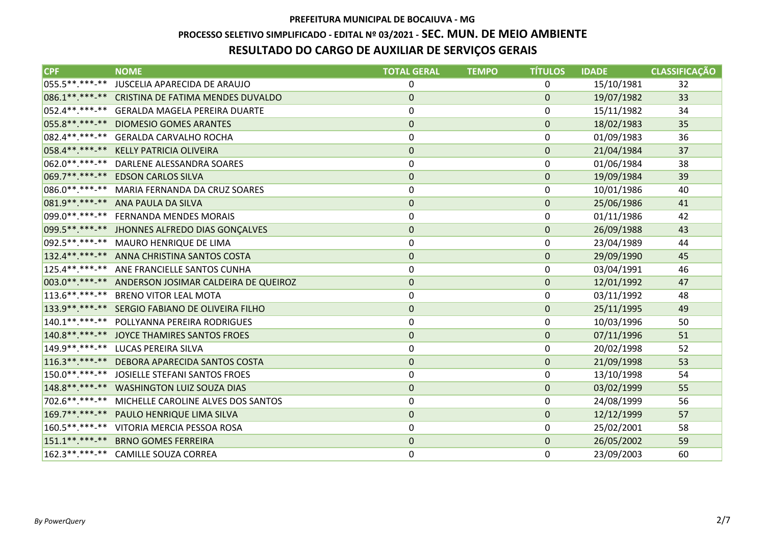**PREFEITURA MUNICIPAL DE BOCAIUVA - MG**

**PROCESSO SELETIVO SIMPLIFICADO - EDITAL Nº 03/2021 - SEC. MUN. DE MEIO AMBIENTE**

**RESULTADO DO CARGO DE AUXILIAR DE SERVIÇOS GERAIS**

| CPF | NOME | TOTAL GERAL | TEMPO | TÍTULOS | IDADE | CLASSIFICAÇÃO |
|---|---|---|---|---|---|---|
| 055.5**.***-** | JUSCELIA APARECIDA DE ARAUJO | 0 | | 0 | 15/10/1981 | 32 |
| 086.1**.***-** | CRISTINA DE FATIMA MENDES DUVALDO | 0 | | 0 | 19/07/1982 | 33 |
| 052.4**.***-** | GERALDA MAGELA PEREIRA DUARTE | 0 | | 0 | 15/11/1982 | 34 |
| 055.8**.***-** | DIOMESIO GOMES ARANTES | 0 | | 0 | 18/02/1983 | 35 |
| 082.4**.***-** | GERALDA CARVALHO ROCHA | 0 | | 0 | 01/09/1983 | 36 |
| 058.4**.***-** | KELLY PATRICIA OLIVEIRA | 0 | | 0 | 21/04/1984 | 37 |
| 062.0**.***-** | DARLENE ALESSANDRA SOARES | 0 | | 0 | 01/06/1984 | 38 |
| 069.7**.***-** | EDSON CARLOS SILVA | 0 | | 0 | 19/09/1984 | 39 |
| 086.0**.***-** | MARIA FERNANDA DA CRUZ SOARES | 0 | | 0 | 10/01/1986 | 40 |
| 081.9**.***-** | ANA PAULA DA SILVA | 0 | | 0 | 25/06/1986 | 41 |
| 099.0**.***-** | FERNANDA MENDES MORAIS | 0 | | 0 | 01/11/1986 | 42 |
| 099.5**.***-** | JHONNES ALFREDO DIAS GONÇALVES | 0 | | 0 | 26/09/1988 | 43 |
| 092.5**.***-** | MAURO HENRIQUE DE LIMA | 0 | | 0 | 23/04/1989 | 44 |
| 132.4**.***-** | ANNA CHRISTINA SANTOS COSTA | 0 | | 0 | 29/09/1990 | 45 |
| 125.4**.***-** | ANE FRANCIELLE SANTOS CUNHA | 0 | | 0 | 03/04/1991 | 46 |
| 003.0**.***-** | ANDERSON JOSIMAR CALDEIRA DE QUEIROZ | 0 | | 0 | 12/01/1992 | 47 |
| 113.6**.***-** | BRENO VITOR LEAL MOTA | 0 | | 0 | 03/11/1992 | 48 |
| 133.9**.***-** | SERGIO FABIANO DE OLIVEIRA FILHO | 0 | | 0 | 25/11/1995 | 49 |
| 140.1**.***-** | POLLYANNA PEREIRA RODRIGUES | 0 | | 0 | 10/03/1996 | 50 |
| 140.8**.***-** | JOYCE THAMIRES SANTOS FROES | 0 | | 0 | 07/11/1996 | 51 |
| 149.9**.***-** | LUCAS PEREIRA SILVA | 0 | | 0 | 20/02/1998 | 52 |
| 116.3**.***-** | DEBORA APARECIDA SANTOS COSTA | 0 | | 0 | 21/09/1998 | 53 |
| 150.0**.***-** | JOSIELLE STEFANI SANTOS FROES | 0 | | 0 | 13/10/1998 | 54 |
| 148.8**.***-** | WASHINGTON LUIZ SOUZA DIAS | 0 | | 0 | 03/02/1999 | 55 |
| 702.6**.***-** | MICHELLE CAROLINE ALVES DOS SANTOS | 0 | | 0 | 24/08/1999 | 56 |
| 169.7**.***-** | PAULO HENRIQUE LIMA SILVA | 0 | | 0 | 12/12/1999 | 57 |
| 160.5**.***-** | VITORIA MERCIA PESSOA ROSA | 0 | | 0 | 25/02/2001 | 58 |
| 151.1**.***-** | BRNO GOMES FERREIRA | 0 | | 0 | 26/05/2002 | 59 |
| 162.3**.***-** | CAMILLE SOUZA CORREA | 0 | | 0 | 23/09/2003 | 60 |

*By PowerQuery*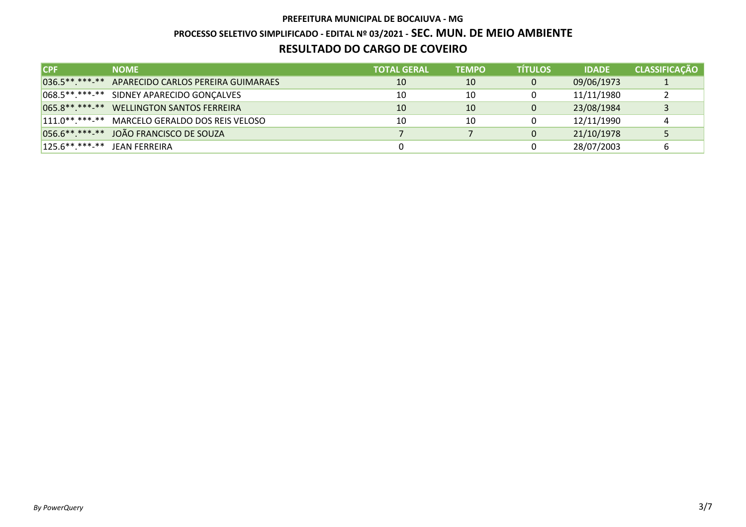# PREFEITURA MUNICIPAL DE BOCAIUVA - MG

## PROCESSO SELETIVO SIMPLIFICADO - EDITAL Nº 03/2021 - SEC. MUN. DE MEIO AMBIENTE

## RESULTADO DO CARGO DE COVEIRO

| CPF | NOME | TOTAL GERAL | TEMPO | TÍTULOS | IDADE | CLASSIFICAÇÃO |
|---|---|---|---|---|---|---|
| 036.5**.***-** | APARECIDO CARLOS PEREIRA GUIMARAES | 10 | 10 | 0 | 09/06/1973 | 1 |
| 068.5**.***-** | SIDNEY APARECIDO GONÇALVES | 10 | 10 | 0 | 11/11/1980 | 2 |
| 065.8**.***-** | WELLINGTON SANTOS FERREIRA | 10 | 10 | 0 | 23/08/1984 | 3 |
| 111.0**.***-** | MARCELO GERALDO DOS REIS VELOSO | 10 | 10 | 0 | 12/11/1990 | 4 |
| 056.6**.***-** | JOÃO FRANCISCO DE SOUZA | 7 | 7 | 0 | 21/10/1978 | 5 |
| 125.6**.***-** | JEAN FERREIRA | 0 | | 0 | 28/07/2003 | 6 |

*By PowerQuery*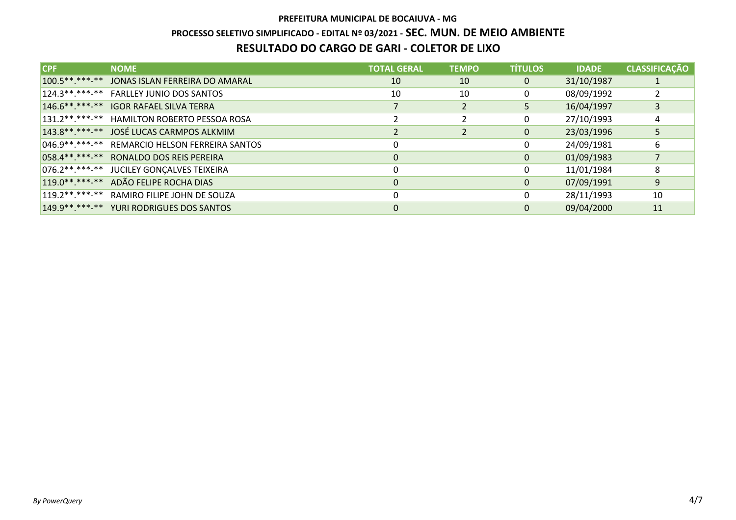**PREFEITURA MUNICIPAL DE BOCAIUVA - MG**

**PROCESSO SELETIVO SIMPLIFICADO - EDITAL Nº 03/2021 - SEC. MUN. DE MEIO AMBIENTE**

## RESULTADO DO CARGO DE GARI - COLETOR DE LIXO

| CPF | NOME | TOTAL GERAL | TEMPO | TÍTULOS | IDADE | CLASSIFICAÇÃO |
|---|---|---|---|---|---|---|
| 100.5**.***-** | JONAS ISLAN FERREIRA DO AMARAL | 10 | 10 | 0 | 31/10/1987 | 1 |
| 124.3**.***-** | FARLLEY JUNIO DOS SANTOS | 10 | 10 | 0 | 08/09/1992 | 2 |
| 146.6**.***-** | IGOR RAFAEL SILVA TERRA | 7 | 2 | 5 | 16/04/1997 | 3 |
| 131.2**.***-** | HAMILTON ROBERTO PESSOA ROSA | 2 | 2 | 0 | 27/10/1993 | 4 |
| 143.8**.***-** | JOSÉ LUCAS CARMPOS ALKMIM | 2 | 2 | 0 | 23/03/1996 | 5 |
| 046.9**.***-** | REMARCIO HELSON FERREIRA SANTOS | 0 | | 0 | 24/09/1981 | 6 |
| 058.4**.***-** | RONALDO DOS REIS PEREIRA | 0 | | 0 | 01/09/1983 | 7 |
| 076.2**.***-** | JUCILEY GONÇALVES TEIXEIRA | 0 | | 0 | 11/01/1984 | 8 |
| 119.0**.***-** | ADÃO FELIPE ROCHA DIAS | 0 | | 0 | 07/09/1991 | 9 |
| 119.2**.***-** | RAMIRO FILIPE JOHN DE SOUZA | 0 | | 0 | 28/11/1993 | 10 |
| 149.9**.***-** | YURI RODRIGUES DOS SANTOS | 0 | | 0 | 09/04/2000 | 11 |

*By PowerQuery*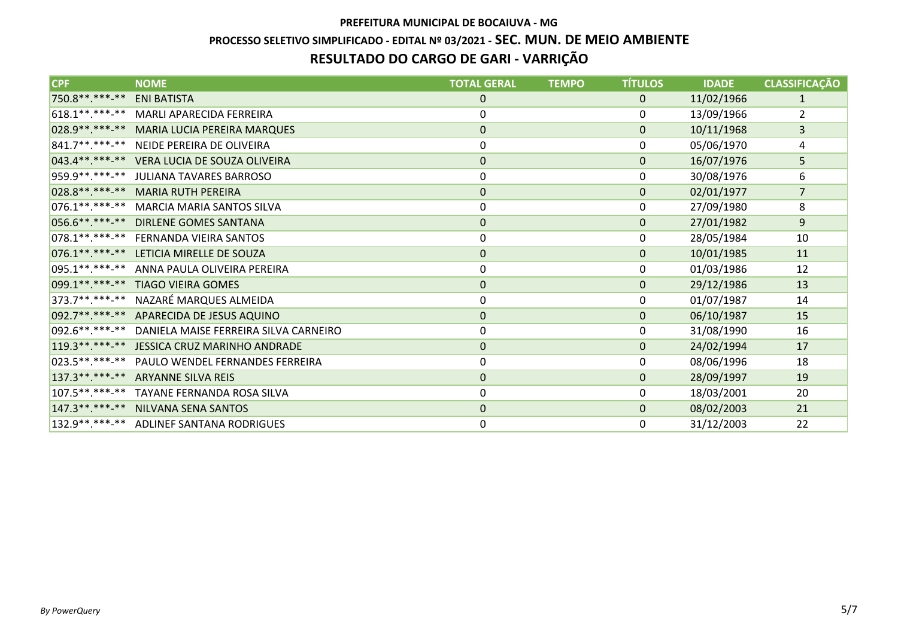**PREFEITURA MUNICIPAL DE BOCAIUVA - MG**

**PROCESSO SELETIVO SIMPLIFICADO - EDITAL Nº 03/2021 - SEC. MUN. DE MEIO AMBIENTE**

**RESULTADO DO CARGO DE GARI - VARRIÇÃO**

| CPF | NOME | TOTAL GERAL | TEMPO | TÍTULOS | IDADE | CLASSIFICAÇÃO |
|---|---|---|---|---|---|---|
| 750.8**.***-** | ENI BATISTA | 0 | | 0 | 11/02/1966 | 1 |
| 618.1**.***-** | MARLI APARECIDA FERREIRA | 0 | | 0 | 13/09/1966 | 2 |
| 028.9**.***-** | MARIA LUCIA PEREIRA MARQUES | 0 | | 0 | 10/11/1968 | 3 |
| 841.7**.***-** | NEIDE PEREIRA DE OLIVEIRA | 0 | | 0 | 05/06/1970 | 4 |
| 043.4**.***-** | VERA LUCIA DE SOUZA OLIVEIRA | 0 | | 0 | 16/07/1976 | 5 |
| 959.9**.***-** | JULIANA TAVARES BARROSO | 0 | | 0 | 30/08/1976 | 6 |
| 028.8**.***-** | MARIA RUTH PEREIRA | 0 | | 0 | 02/01/1977 | 7 |
| 076.1**.***-** | MARCIA MARIA SANTOS SILVA | 0 | | 0 | 27/09/1980 | 8 |
| 056.6**.***-** | DIRLENE GOMES SANTANA | 0 | | 0 | 27/01/1982 | 9 |
| 078.1**.***-** | FERNANDA VIEIRA SANTOS | 0 | | 0 | 28/05/1984 | 10 |
| 076.1**.***-** | LETICIA MIRELLE DE SOUZA | 0 | | 0 | 10/01/1985 | 11 |
| 095.1**.***-** | ANNA PAULA OLIVEIRA PEREIRA | 0 | | 0 | 01/03/1986 | 12 |
| 099.1**.***-** | TIAGO VIEIRA GOMES | 0 | | 0 | 29/12/1986 | 13 |
| 373.7**.***-** | NAZARÉ MARQUES ALMEIDA | 0 | | 0 | 01/07/1987 | 14 |
| 092.7**.***-** | APARECIDA DE JESUS AQUINO | 0 | | 0 | 06/10/1987 | 15 |
| 092.6**.***-** | DANIELA MAISE FERREIRA SILVA CARNEIRO | 0 | | 0 | 31/08/1990 | 16 |
| 119.3**.***-** | JESSICA CRUZ MARINHO ANDRADE | 0 | | 0 | 24/02/1994 | 17 |
| 023.5**.***-** | PAULO WENDEL FERNANDES FERREIRA | 0 | | 0 | 08/06/1996 | 18 |
| 137.3**.***-** | ARYANNE SILVA REIS | 0 | | 0 | 28/09/1997 | 19 |
| 107.5**.***-** | TAYANE FERNANDA ROSA SILVA | 0 | | 0 | 18/03/2001 | 20 |
| 147.3**.***-** | NILVANA SENA SANTOS | 0 | | 0 | 08/02/2003 | 21 |
| 132.9**.***-** | ADLINEF SANTANA RODRIGUES | 0 | | 0 | 31/12/2003 | 22 |

*By PowerQuery*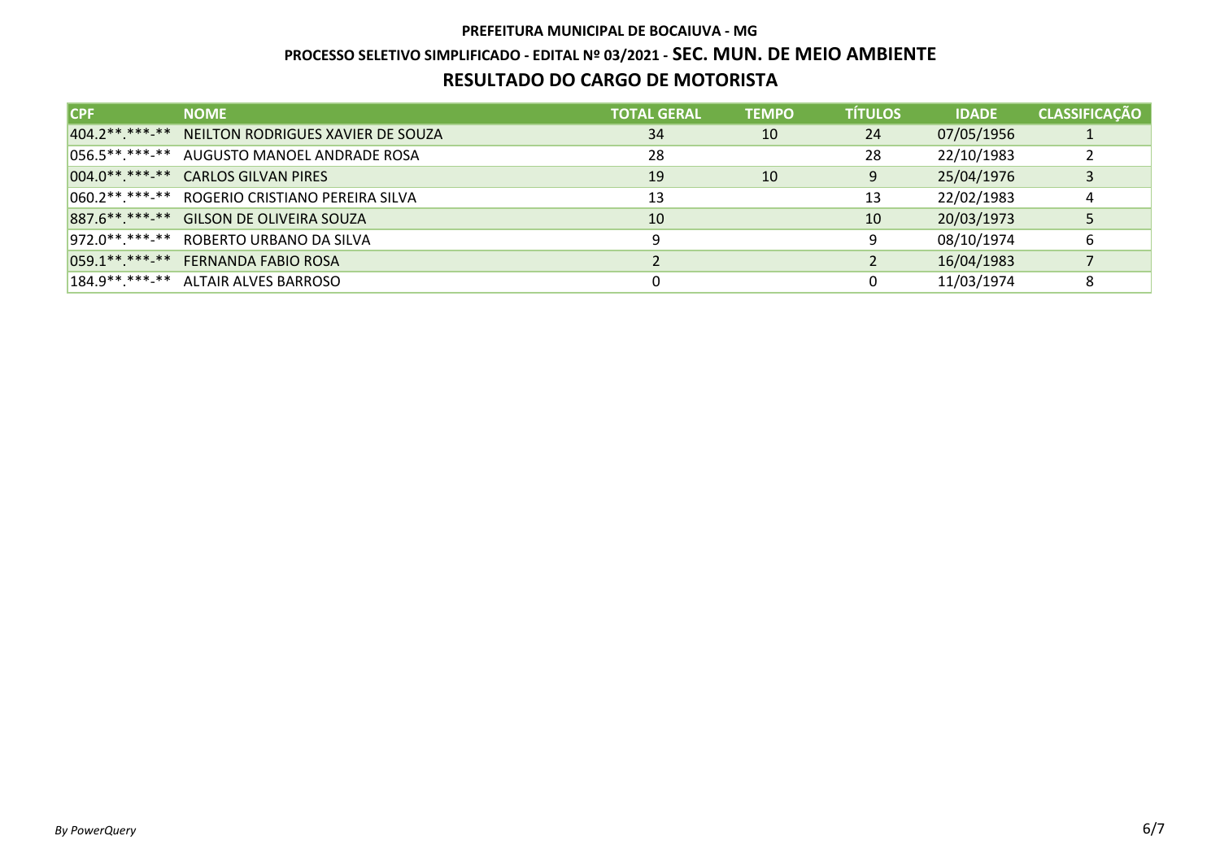**PREFEITURA MUNICIPAL DE BOCAIUVA - MG**

**PROCESSO SELETIVO SIMPLIFICADO - EDITAL Nº 03/2021 - SEC. MUN. DE MEIO AMBIENTE**

## RESULTADO DO CARGO DE MOTORISTA

| CPF | NOME | TOTAL GERAL | TEMPO | TÍTULOS | IDADE | CLASSIFICAÇÃO |
|---|---|---|---|---|---|---|
| 404.2**.***-** | NEILTON RODRIGUES XAVIER DE SOUZA | 34 | 10 | 24 | 07/05/1956 | 1 |
| 056.5**.***-** | AUGUSTO MANOEL ANDRADE ROSA | 28 | | 28 | 22/10/1983 | 2 |
| 004.0**.***-** | CARLOS GILVAN PIRES | 19 | 10 | 9 | 25/04/1976 | 3 |
| 060.2**.***-** | ROGERIO CRISTIANO PEREIRA SILVA | 13 | | 13 | 22/02/1983 | 4 |
| 887.6**.***-** | GILSON DE OLIVEIRA SOUZA | 10 | | 10 | 20/03/1973 | 5 |
| 972.0**.***-** | ROBERTO URBANO DA SILVA | 9 | | 9 | 08/10/1974 | 6 |
| 059.1**.***-** | FERNANDA FABIO ROSA | 2 | | 2 | 16/04/1983 | 7 |
| 184.9**.***-** | ALTAIR ALVES BARROSO | 0 | | 0 | 11/03/1974 | 8 |

*By PowerQuery*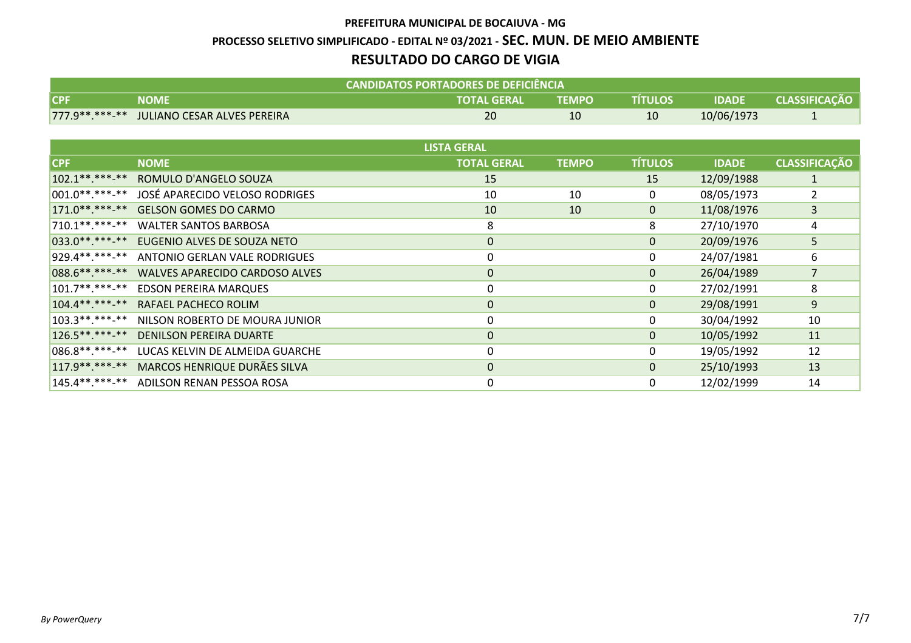**PREFEITURA MUNICIPAL DE BOCAIUVA - MG**

**PROCESSO SELETIVO SIMPLIFICADO - EDITAL Nº 03/2021 - SEC. MUN. DE MEIO AMBIENTE**

## RESULTADO DO CARGO DE VIGIA

**CANDIDATOS PORTADORES DE DEFICIÊNCIA**

| CPF | NOME | TOTAL GERAL | TEMPO | TÍTULOS | IDADE | CLASSIFICAÇÃO |
|---|---|---|---|---|---|---|
| 777.9**.***-** | JULIANO CESAR ALVES PEREIRA | 20 | 10 | 10 | 10/06/1973 | 1 |

**LISTA GERAL**

| CPF | NOME | TOTAL GERAL | TEMPO | TÍTULOS | IDADE | CLASSIFICAÇÃO |
|---|---|---|---|---|---|---|
| 102.1**.***-** | ROMULO D'ANGELO SOUZA | 15 | | 15 | 12/09/1988 | 1 |
| 001.0**.***-** | JOSÉ APARECIDO VELOSO RODRIGES | 10 | 10 | 0 | 08/05/1973 | 2 |
| 171.0**.***-** | GELSON GOMES DO CARMO | 10 | 10 | 0 | 11/08/1976 | 3 |
| 710.1**.***-** | WALTER SANTOS BARBOSA | 8 | | 8 | 27/10/1970 | 4 |
| 033.0**.***-** | EUGENIO ALVES DE SOUZA NETO | 0 | | 0 | 20/09/1976 | 5 |
| 929.4**.***-** | ANTONIO GERLAN VALE RODRIGUES | 0 | | 0 | 24/07/1981 | 6 |
| 088.6**.***-** | WALVES APARECIDO CARDOSO ALVES | 0 | | 0 | 26/04/1989 | 7 |
| 101.7**.***-** | EDSON PEREIRA MARQUES | 0 | | 0 | 27/02/1991 | 8 |
| 104.4**.***-** | RAFAEL PACHECO ROLIM | 0 | | 0 | 29/08/1991 | 9 |
| 103.3**.***-** | NILSON ROBERTO DE MOURA JUNIOR | 0 | | 0 | 30/04/1992 | 10 |
| 126.5**.***-** | DENILSON PEREIRA DUARTE | 0 | | 0 | 10/05/1992 | 11 |
| 086.8**.***-** | LUCAS KELVIN DE ALMEIDA GUARCHE | 0 | | 0 | 19/05/1992 | 12 |
| 117.9**.***-** | MARCOS HENRIQUE DURÃES SILVA | 0 | | 0 | 25/10/1993 | 13 |
| 145.4**.***-** | ADILSON RENAN PESSOA ROSA | 0 | | 0 | 12/02/1999 | 14 |

*By PowerQuery*